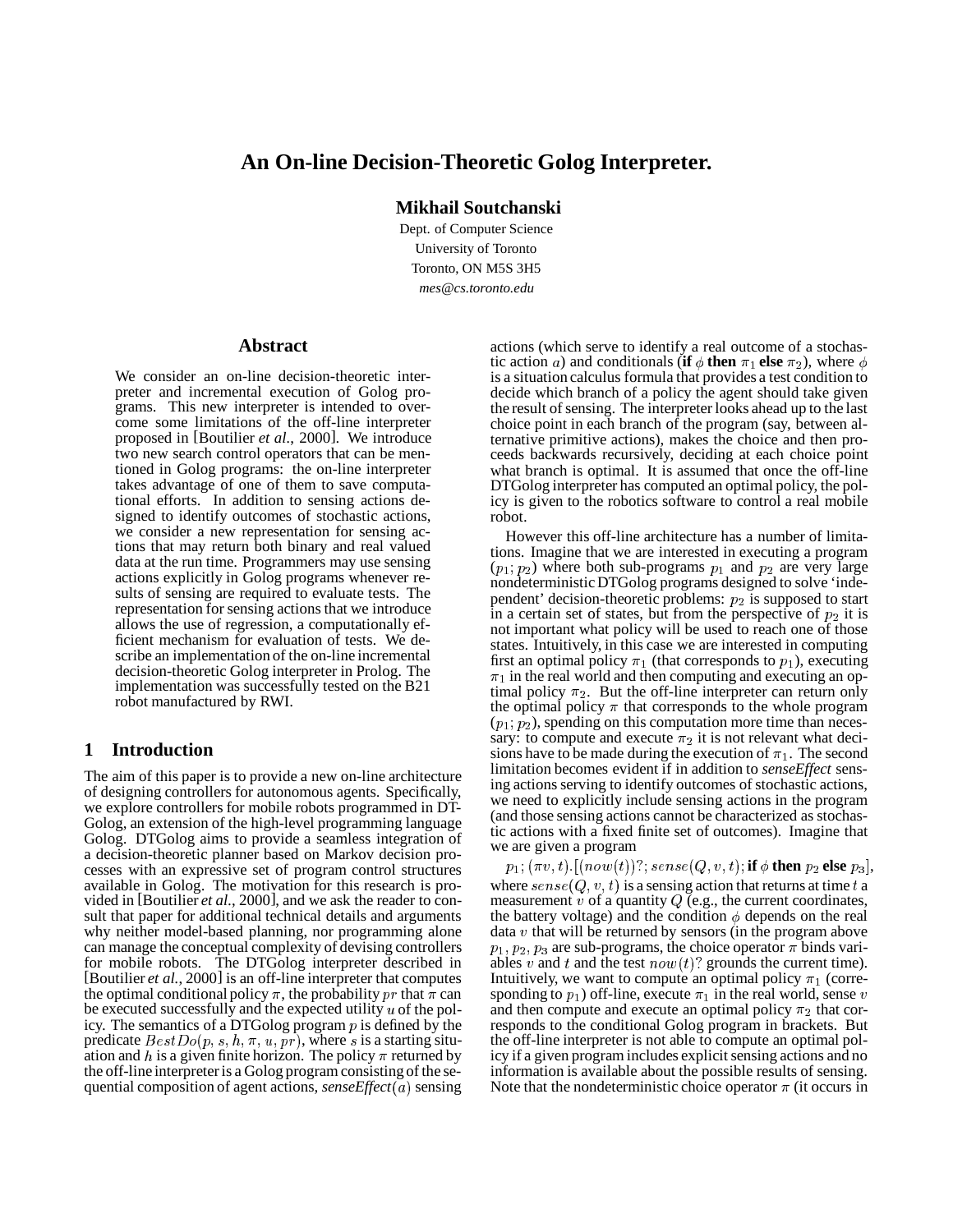# An On-line Decision-Theoretic Golog Interpreter.

**Mikhail Soutchanski**

Dept. of Computer Science
University of Toronto
Toronto, ON M5S 3H5
*mes@cs.toronto.edu*

## Abstract

We consider an on-line decision-theoretic interpreter and incremental execution of Golog programs. This new interpreter is intended to overcome some limitations of the off-line interpreter proposed in [Boutilier *et al.*, 2000]. We introduce two new search control operators that can be mentioned in Golog programs: the on-line interpreter takes advantage of one of them to save computational efforts. In addition to sensing actions designed to identify outcomes of stochastic actions, we consider a new representation for sensing actions that may return both binary and real valued data at the run time. Programmers may use sensing actions explicitly in Golog programs whenever results of sensing are required to evaluate tests. The representation for sensing actions that we introduce allows the use of regression, a computationally efficient mechanism for evaluation of tests. We describe an implementation of the on-line incremental decision-theoretic Golog interpreter in Prolog. The implementation was successfully tested on the B21 robot manufactured by RWI.

## 1 Introduction

The aim of this paper is to provide a new on-line architecture of designing controllers for autonomous agents. Specifically, we explore controllers for mobile robots programmed in DT-Golog, an extension of the high-level programming language Golog. DTGolog aims to provide a seamless integration of a decision-theoretic planner based on Markov decision processes with an expressive set of program control structures available in Golog. The motivation for this research is provided in [Boutilier *et al.*, 2000], and we ask the reader to consult that paper for additional technical details and arguments why neither model-based planning, nor programming alone can manage the conceptual complexity of devising controllers for mobile robots. The DTGolog interpreter described in [Boutilier *et al.*, 2000] is an off-line interpreter that computes the optimal conditional policy $\pi$, the probability $pr$ that $\pi$ can be executed successfully and the expected utility $u$ of the policy. The semantics of a DTGolog program $p$ is defined by the predicate $BestDo(p, s, h, \pi, u, pr)$, where $s$ is a starting situation and $h$ is a given finite horizon. The policy $\pi$ returned by the off-line interpreter is a Golog program consisting of the sequential composition of agent actions, *senseEffect*($a$) sensing actions (which serve to identify a real outcome of a stochastic action $a$) and conditionals (**if** $\phi$ **then** $\pi_1$ **else** $\pi_2$), where $\phi$ is a situation calculus formula that provides a test condition to decide which branch of a policy the agent should take given the result of sensing. The interpreter looks ahead up to the last choice point in each branch of the program (say, between alternative primitive actions), makes the choice and then proceeds backwards recursively, deciding at each choice point what branch is optimal. It is assumed that once the off-line DTGolog interpreter has computed an optimal policy, the policy is given to the robotics software to control a real mobile robot.

However this off-line architecture has a number of limitations. Imagine that we are interested in executing a program $(p_1; p_2)$ where both sub-programs $p_1$ and $p_2$ are very large nondeterministic DTGolog programs designed to solve 'independent' decision-theoretic problems: $p_2$ is supposed to start in a certain set of states, but from the perspective of $p_2$ it is not important what policy will be used to reach one of those states. Intuitively, in this case we are interested in computing first an optimal policy $\pi_1$ (that corresponds to $p_1$), executing $\pi_1$ in the real world and then computing and executing an optimal policy $\pi_2$. But the off-line interpreter can return only the optimal policy $\pi$ that corresponds to the whole program $(p_1; p_2)$, spending on this computation more time than necessary: to compute and execute $\pi_2$ it is not relevant what decisions have to be made during the execution of $\pi_1$. The second limitation becomes evident if in addition to *senseEffect* sensing actions serving to identify outcomes of stochastic actions, we need to explicitly include sensing actions in the program (and those sensing actions cannot be characterized as stochastic actions with a fixed finite set of outcomes). Imagine that we are given a program

$$p_1; (\pi v, t).[(now(t))?; sense(Q, v, t); \textbf{if } \phi \textbf{ then } p_2 \textbf{ else } p_3],$$

where $sense(Q, v, t)$ is a sensing action that returns at time $t$ a measurement $v$ of a quantity $Q$ (e.g., the current coordinates, the battery voltage) and the condition $\phi$ depends on the real data $v$ that will be returned by sensors (in the program above $p_1, p_2, p_3$ are sub-programs, the choice operator $\pi$ binds variables $v$ and $t$ and the test $now(t)$? grounds the current time). Intuitively, we want to compute an optimal policy $\pi_1$ (corresponding to $p_1$) off-line, execute $\pi_1$ in the real world, sense $v$ and then compute and execute an optimal policy $\pi_2$ that corresponds to the conditional Golog program in brackets. But the off-line interpreter is not able to compute an optimal policy if a given program includes explicit sensing actions and no information is available about the possible results of sensing. Note that the nondeterministic choice operator $\pi$ (it occurs in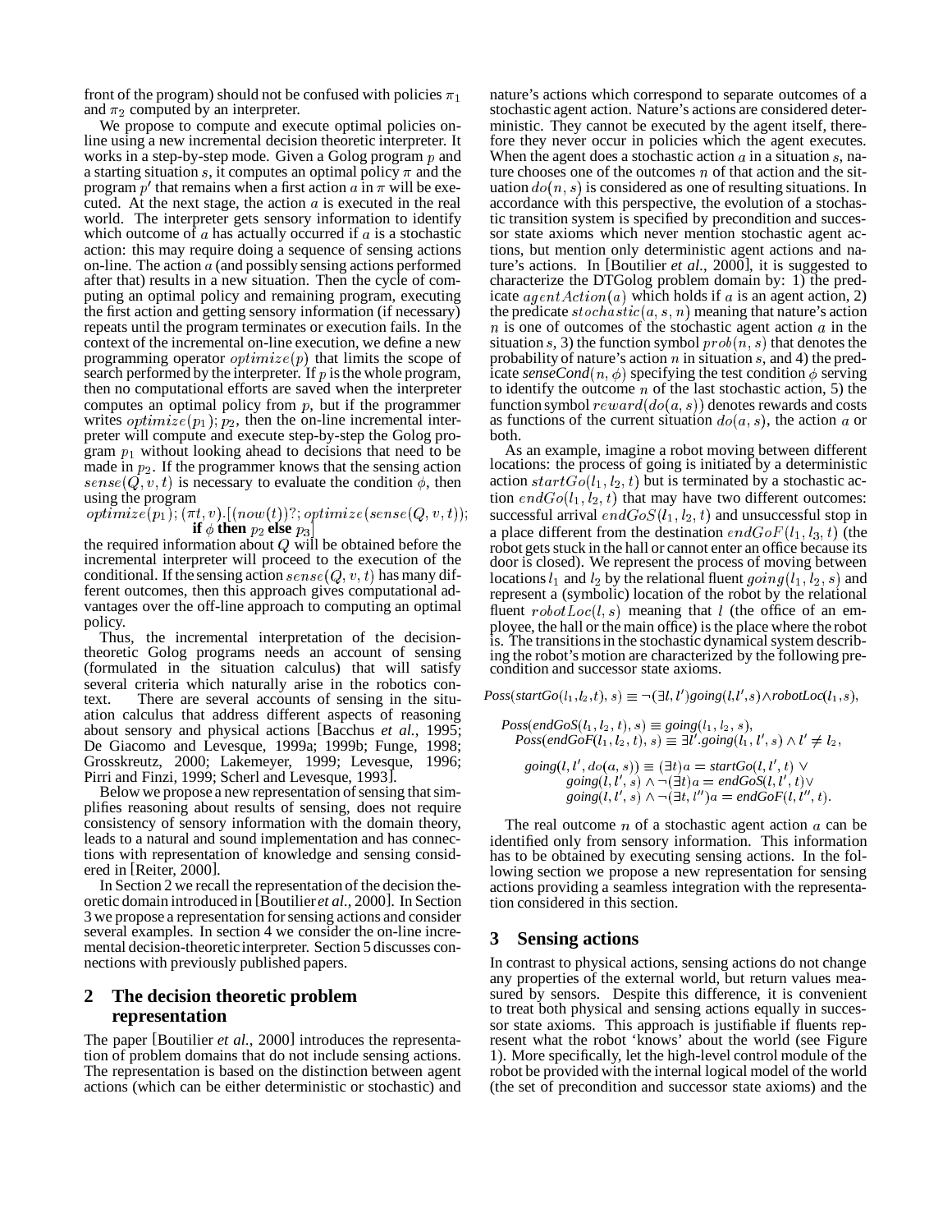front of the program) should not be confused with policies $\pi_1$ and $\pi_2$ computed by an interpreter.

We propose to compute and execute optimal policies on-line using a new incremental decision theoretic interpreter. It works in a step-by-step mode. Given a Golog program $p$ and a starting situation $s$, it computes an optimal policy $\pi$ and the program $p'$ that remains when a first action $a$ in $\pi$ will be executed. At the next stage, the action $a$ is executed in the real world. The interpreter gets sensory information to identify which outcome of $a$ has actually occurred if $a$ is a stochastic action: this may require doing a sequence of sensing actions on-line. The action $a$ (and possibly sensing actions performed after that) results in a new situation. Then the cycle of computing an optimal policy and remaining program, executing the first action and getting sensory information (if necessary) repeats until the program terminates or execution fails. In the context of the incremental on-line execution, we define a new programming operator $optimize(p)$ that limits the scope of search performed by the interpreter. If $p$ is the whole program, then no computational efforts are saved when the interpreter computes an optimal policy from $p$, but if the programmer writes $optimize(p_1); p_2$, then the on-line incremental interpreter will compute and execute step-by-step the Golog program $p_1$ without looking ahead to decisions that need to be made in $p_2$. If the programmer knows that the sensing action $sense(Q, v, t)$ is necessary to evaluate the condition $\phi$, then using the program

$$optimize(p_1); (\pi t, v).[(now(t))?; optimize(sense(Q, v, t)); \textbf{if } \phi \textbf{ then } p_2 \textbf{ else } p_3]$$

the required information about $Q$ will be obtained before the incremental interpreter will proceed to the execution of the conditional. If the sensing action $sense(Q, v, t)$ has many different outcomes, then this approach gives computational advantages over the off-line approach to computing an optimal policy.

Thus, the incremental interpretation of the decision-theoretic Golog programs needs an account of sensing (formulated in the situation calculus) that will satisfy several criteria which naturally arise in the robotics context. There are several accounts of sensing in the situation calculus that address different aspects of reasoning about sensory and physical actions [Bacchus *et al.*, 1995; De Giacomo and Levesque, 1999a; 1999b; Funge, 1998; Grosskreutz, 2000; Lakemeyer, 1999; Levesque, 1996; Pirri and Finzi, 1999; Scherl and Levesque, 1993].

Below we propose a new representation of sensing that simplifies reasoning about results of sensing, does not require consistency of sensory information with the domain theory, leads to a natural and sound implementation and has connections with representation of knowledge and sensing considered in [Reiter, 2000].

In Section 2 we recall the representation of the decision theoretic domain introduced in [Boutilier *et al.*, 2000]. In Section 3 we propose a representation for sensing actions and consider several examples. In section 4 we consider the on-line incremental decision-theoretic interpreter. Section 5 discusses connections with previously published papers.

## 2 The decision theoretic problem representation

The paper [Boutilier *et al.*, 2000] introduces the representation of problem domains that do not include sensing actions. The representation is based on the distinction between agent actions (which can be either deterministic or stochastic) and nature's actions which correspond to separate outcomes of a stochastic agent action. Nature's actions are considered deterministic. They cannot be executed by the agent itself, therefore they never occur in policies which the agent executes. When the agent does a stochastic action $a$ in a situation $s$, nature chooses one of the outcomes $n$ of that action and the situation $do(n, s)$ is considered as one of resulting situations. In accordance with this perspective, the evolution of a stochastic transition system is specified by precondition and successor state axioms which never mention stochastic agent actions, but mention only deterministic agent actions and nature's actions. In [Boutilier *et al.*, 2000], it is suggested to characterize the DTGolog problem domain by: 1) the predicate $agentAction(a)$ which holds if $a$ is an agent action, 2) the predicate $stochastic(a, s, n)$ meaning that nature's action $n$ is one of outcomes of the stochastic agent action $a$ in the situation $s$, 3) the function symbol $prob(n, s)$ that denotes the probability of nature's action $n$ in situation $s$, and 4) the predicate $senseCond(n, \phi)$ specifying the test condition $\phi$ serving to identify the outcome $n$ of the last stochastic action, 5) the function symbol $reward(do(a, s))$ denotes rewards and costs as functions of the current situation $do(a, s)$, the action $a$ or both.

As an example, imagine a robot moving between different locations: the process of going is initiated by a deterministic action $startGo(l_1, l_2, t)$ but is terminated by a stochastic action $endGo(l_1, l_2, t)$ that may have two different outcomes: successful arrival $endGoS(l_1, l_2, t)$ and unsuccessful stop in a place different from the destination $endGoF(l_1, l_3, t)$ (the robot gets stuck in the hall or cannot enter an office because its door is closed). We represent the process of moving between locations $l_1$ and $l_2$ by the relational fluent $going(l_1, l_2, s)$ and represent a (symbolic) location of the robot by the relational fluent $robotLoc(l, s)$ meaning that $l$ (the office of an employee, the hall or the main office) is the place where the robot is. The transitions in the stochastic dynamical system describing the robot's motion are characterized by the following precondition and successor state axioms.

$$Poss(startGo(l_1, l_2, t), s) \equiv \neg(\exists l, l')going(l, l', s) \wedge robotLoc(l_1, s),$$

$$Poss(endGoS(l_1, l_2, t), s) \equiv going(l_1, l_2, s),$$
$$Poss(endGoF(l_1, l_2, t), s) \equiv \exists l'.going(l_1, l', s) \wedge l' \neq l_2,$$

$$\begin{aligned} going(l, l', do(a, s)) \equiv\ & (\exists t)a = startGo(l, l', t) \vee \\ & going(l, l', s) \wedge \neg(\exists t)a = endGoS(l, l', t) \vee \\ & going(l, l', s) \wedge \neg(\exists t, l'')a = endGoF(l, l'', t). \end{aligned}$$

The real outcome $n$ of a stochastic agent action $a$ can be identified only from sensory information. This information has to be obtained by executing sensing actions. In the following section we propose a new representation for sensing actions providing a seamless integration with the representation considered in this section.

## 3 Sensing actions

In contrast to physical actions, sensing actions do not change any properties of the external world, but return values measured by sensors. Despite this difference, it is convenient to treat both physical and sensing actions equally in successor state axioms. This approach is justifiable if fluents represent what the robot 'knows' about the world (see Figure 1). More specifically, let the high-level control module of the robot be provided with the internal logical model of the world (the set of precondition and successor state axioms) and the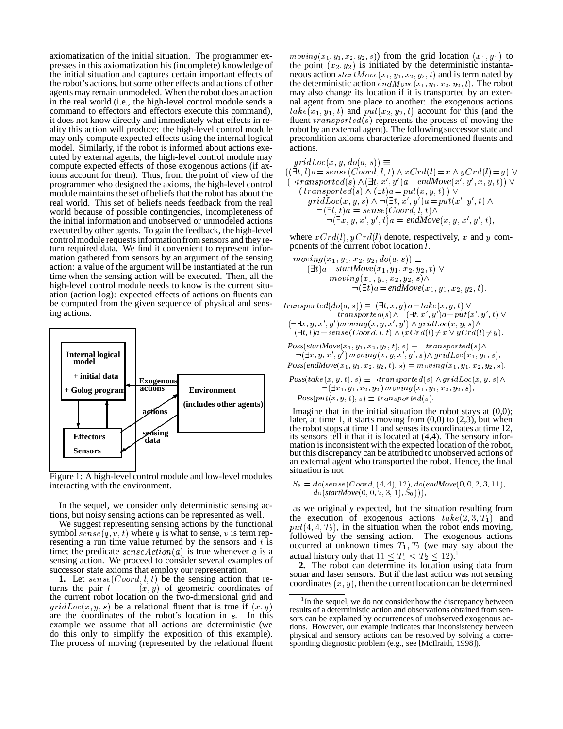axiomatization of the initial situation. The programmer expresses in this axiomatization his (incomplete) knowledge of the initial situation and captures certain important effects of the robot's actions, but some other effects and actions of other agents may remain unmodeled. When the robot does an action in the real world (i.e., the high-level control module sends a command to effectors and effectors execute this command), it does not know directly and immediately what effects in reality this action will produce: the high-level control module may only compute expected effects using the internal logical model. Similarly, if the robot is informed about actions executed by external agents, the high-level control module may compute expected effects of those exogenous actions (if axioms account for them). Thus, from the point of view of the programmer who designed the axioms, the high-level control module maintains the set of beliefs that the robot has about the real world. This set of beliefs needs feedback from the real world because of possible contingencies, incompleteness of the initial information and unobserved or unmodeled actions executed by other agents. To gain the feedback, the high-level control module requests information from sensors and they return required data. We find it convenient to represent information gathered from sensors by an argument of the sensing action: a value of the argument will be instantiated at the run time when the sensing action will be executed. Then, all the high-level control module needs to know is the current situation (action log): expected effects of actions on fluents can be computed from the given sequence of physical and sensing actions.

Figure 1: A high-level control module and low-level modules interacting with the environment.

In the sequel, we consider only deterministic sensing actions, but noisy sensing actions can be represented as well.

We suggest representing sensing actions by the functional symbol $sense(q, v, t)$ where $q$ is what to sense, $v$ is term representing a run time value returned by the sensors and $t$ is time; the predicate $senseAction(a)$ is true whenever $a$ is a sensing action. We proceed to consider several examples of successor state axioms that employ our representation.

**1.** Let $sense(Coord, l, t)$ be the sensing action that returns the pair $l = (x, y)$ of geometric coordinates of the current robot location on the two-dimensional grid and $gridLoc(x, y, s)$ be a relational fluent that is true if $(x, y)$ are the coordinates of the robot's location in $s$. In this example we assume that all actions are deterministic (we do this only to simplify the exposition of this example). The process of moving (represented by the relational fluent $moving(x_1, y_1, x_2, y_2, s)$) from the grid location $(x_1, y_1)$ to the point $(x_2, y_2)$ is initiated by the deterministic instantaneous action $startMove(x_1, y_1, x_2, y_2, t)$ and is terminated by the deterministic action $endMove(x_1, y_1, x_2, y_2, t)$. The robot may also change its location if it is transported by an external agent from one place to another: the exogenous actions $take(x_1, y_1, t)$ and $put(x_2, y_2, t)$ account for this (and the fluent $transported(s)$ represents the process of moving the robot by an external agent). The following successor state and precondition axioms characterize aforementioned fluents and actions.

$$
\begin{array}{l}
gridLoc(x, y, do(a, s)) \equiv \\
((\exists t, l) a = sense(Coord, l, t) \wedge xCrd(l) = x \wedge yCrd(l) = y) \vee \\
(\neg transported(s) \wedge (\exists t, x', y') a = endMove(x', y', x, y, t)) \vee \\
\quad (transported(s) \wedge (\exists t) a = put(x, y, t)) \vee \\
\quad gridLoc(x, y, s) \wedge \neg(\exists t, x', y') a = put(x', y', t) \wedge \\
\qquad \neg(\exists l, t) a = sense(Coord, l, t) \wedge \\
\qquad\quad \neg(\exists x, y, x', y', t) a = endMove(x, y, x', y', t),
\end{array}
$$

where $xCrd(l), yCrd(l)$ denote, respectively, $x$ and $y$ components of the current robot location $l$.

$$
\begin{array}{l}
moving(x_1, y_1, x_2, y_2, do(a, s)) \equiv \\
\quad (\exists t) a = startMove(x_1, y_1, x_2, y_2, t) \vee \\
\qquad moving(x_1, y_1, x_2, y_2, s) \wedge \\
\qquad\quad \neg(\exists t) a = endMove(x_1, y_1, x_2, y_2, t).
\end{array}
$$

$$
\begin{array}{l}
transported(do(a, s)) \equiv (\exists t, x, y)\, a = take(x, y, t) \vee \\
\qquad transported(s) \wedge \neg(\exists t, x', y') a = put(x', y', t) \vee \\
(\neg \exists x, y, x', y') moving(x, y, x', y') \wedge gridLoc(x, y, s) \wedge \\
\quad (\exists t, l) a = sense(Coord, l, t) \wedge (xCrd(l) \neq x \vee yCrd(l) \neq y).
\end{array}
$$

$$
\begin{array}{l}
Poss(startMove(x_1, y_1, x_2, y_2, t), s) \equiv \neg transported(s) \wedge \\
\quad \neg(\exists x, y, x', y') moving(x, y, x', y', s) \wedge gridLoc(x_1, y_1, s), \\
Poss(endMove(x_1, y_1, x_2, y_2, t), s) \equiv moving(x_1, y_1, x_2, y_2, s), \\
Poss(take(x, y, t), s) \equiv \neg transported(s) \wedge gridLoc(x, y, s) \wedge \\
\qquad \neg(\exists x_1, y_1, x_2, y_2) moving(x_1, y_1, x_2, y_2, s), \\
\quad Poss(put(x, y, t), s) \equiv transported(s).
\end{array}
$$

Imagine that in the initial situation the robot stays at (0,0); later, at time 1, it starts moving from (0,0) to (2,3), but when the robot stops at time 11 and senses its coordinates at time 12, its sensors tell it that it is located at (4,4). The sensory information is inconsistent with the expected location of the robot, but this discrepancy can be attributed to unobserved actions of an external agent who transported the robot. Hence, the final situation is not

$$
\begin{array}{l}
S_3 = do(sense(Coord, (4, 4), 12), do(endMove(0, 0, 2, 3, 11), \\
\quad do(startMove(0, 0, 2, 3, 1), S_0))),
\end{array}
$$

as we originally expected, but the situation resulting from the execution of exogenous actions $take(2, 3, T_1)$ and $put(4, 4, T_2)$, in the situation when the robot ends moving, followed by the sensing action. The exogenous actions occurred at unknown times $T_1, T_2$ (we may say about the actual history only that $11 \leq T_1 < T_2 \leq 12$).[1]

**2.** The robot can determine its location using data from sonar and laser sensors. But if the last action was not sensing coordinates $(x, y)$, then the current location can be determined

[1] In the sequel, we do not consider how the discrepancy between results of a deterministic action and observations obtained from sensors can be explained by occurrences of unobserved exogenous actions. However, our example indicates that inconsistency between physical and sensory actions can be resolved by solving a corresponding diagnostic problem (e.g., see [McIlraith, 1998]).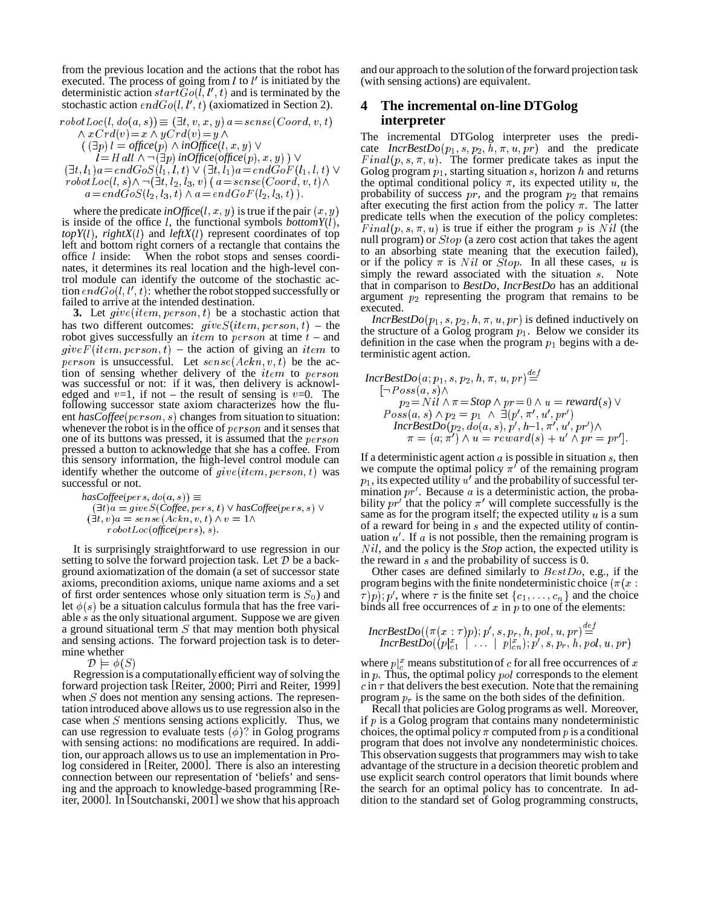from the previous location and the actions that the robot has executed. The process of going from $l$ to $l'$ is initiated by the deterministic action $startGo(l, l', t)$ and is terminated by the stochastic action $endGo(l, l', t)$ (axiomatized in Section 2).

$$
\begin{array}{l}
robotLoc(l, do(a,s)) \equiv (\exists t, v, x, y)\, a = sense(Coord, v, t) \\
\quad \wedge\, xCrd(v) = x \wedge yCrd(v) = y \,\wedge \\
\quad (\, (\exists p)\, l = \mathit{office}(p) \wedge \mathit{inOffice}(l, x, y) \,\vee \\
\qquad l = Hall \wedge \neg(\exists p)\, \mathit{inOffice}(\mathit{office}(p), x, y)\,)\, \vee \\
(\exists t, l_1) a = endGoS(l_1, l, t) \vee (\exists t, l_1) a = endGoF(l_1, l, t) \,\vee \\
robotLoc(l, s) \wedge \neg(\exists t, l_2, l_3, v)\, (\, a = sense(Coord, v, t) \,\wedge \\
\qquad a = endGoS(l_2, l_3, t) \wedge a = endGoF(l_2, l_3, t)\,).
\end{array}
$$

where the predicate $\mathit{inOffice}(l, x, y)$ is true if the pair $(x, y)$ is inside of the office $l$, the functional symbols $\mathit{bottomY}(l)$, $\mathit{topY}(l)$, $\mathit{rightX}(l)$ and $\mathit{leftX}(l)$ represent coordinates of top left and bottom right corners of a rectangle that contains the office $l$ inside: When the robot stops and senses coordinates, it determines its real location and the high-level control module can identify the outcome of the stochastic action $endGo(l, l', t)$: whether the robot stopped successfully or failed to arrive at the intended destination.

**3.** Let $give(item, person, t)$ be a stochastic action that has two different outcomes: $giveS(item, person, t)$ – the robot gives successfully an $item$ to $person$ at time $t$ – and $giveF(item, person, t)$ – the action of giving an $item$ to $person$ is unsuccessful. Let $sense(Ackn, v, t)$ be the action of sensing whether delivery of the $item$ to $person$ was successful or not: if it was, then delivery is acknowledged and $v$=1, if not – the result of sensing is $v$=0. The following successor state axiom characterizes how the fluent $\mathit{hasCoffee}(person, s)$ changes from situation to situation: whenever the robot is in the office of $person$ and it senses that one of its buttons was pressed, it is assumed that the $person$ pressed a button to acknowledge that she has a coffee. From this sensory information, the high-level control module can identify whether the outcome of $give(item, person, t)$ was successful or not.

$$
\begin{array}{l}
\mathit{hasCoffee}(pers, do(a,s)) \equiv \\
\quad (\exists t) a = giveS(\mathit{Coffee}, pers, t) \vee \mathit{hasCoffee}(pers, s) \,\vee \\
\quad (\exists t, v) a = sense(Ackn, v, t) \wedge v = 1 \,\wedge \\
\qquad robotLoc(\mathit{office}(pers), s).
\end{array}
$$

It is surprisingly straightforward to use regression in our setting to solve the forward projection task. Let $\mathcal{D}$ be a background axiomatization of the domain (a set of successor state axioms, precondition axioms, unique name axioms and a set of first order sentences whose only situation term is $S_0$) and let $\phi(s)$ be a situation calculus formula that has the free variable $s$ as the only situational argument. Suppose we are given a ground situational term $S$ that may mention both physical and sensing actions. The forward projection task is to determine whether

$$\mathcal{D} \models \phi(S)$$

Regression is a computationally efficient way of solving the forward projection task [Reiter, 2000; Pirri and Reiter, 1999] when $S$ does not mention any sensing actions. The representation introduced above allows us to use regression also in the case when $S$ mentions sensing actions explicitly. Thus, we can use regression to evaluate tests $(\phi)?$ in Golog programs with sensing actions: no modifications are required. In addition, our approach allows us to use an implementation in Prolog considered in [Reiter, 2000]. There is also an interesting connection between our representation of 'beliefs' and sensing and the approach to knowledge-based programming [Reiter, 2000]. In [Soutchanski, 2001] we show that his approach and our approach to the solution of the forward projection task (with sensing actions) are equivalent.

## 4 The incremental on-line DTGolog interpreter

The incremental DTGolog interpreter uses the predicate $\mathit{IncrBestDo}(p_1, s, p_2, h, \pi, u, pr)$ and the predicate $Final(p, s, \pi, u)$. The former predicate takes as input the Golog program $p_1$, starting situation $s$, horizon $h$ and returns the optimal conditional policy $\pi$, its expected utility $u$, the probability of success $pr$, and the program $p_2$ that remains after executing the first action from the policy $\pi$. The latter predicate tells when the execution of the policy completes: $Final(p, s, \pi, u)$ is true if either the program $p$ is $Nil$ (the null program) or $Stop$ (a zero cost action that takes the agent to an absorbing state meaning that the execution failed), or if the policy $\pi$ is $Nil$ or $Stop$. In all these cases, $u$ is simply the reward associated with the situation $s$. Note that in comparison to *BestDo*, *IncrBestDo* has an additional argument $p_2$ representing the program that remains to be executed.

$\mathit{IncrBestDo}(p_1, s, p_2, h, \pi, u, pr)$ is defined inductively on the structure of a Golog program $p_1$. Below we consider its definition in the case when the program $p_1$ begins with a deterministic agent action.

$$
\begin{array}{l}
\mathit{IncrBestDo}(a; p_1, s, p_2, h, \pi, u, pr) \stackrel{def}{=} \\
\quad [\neg Poss(a,s) \,\wedge \\
\qquad p_2 = Nil \wedge \pi = \mathit{Stop} \wedge pr = 0 \wedge u = \mathit{reward}(s) \,\vee \\
\quad Poss(a,s) \wedge p_2 = p_1 \;\wedge\; \exists(p', \pi', u', pr') \wedge \\
\qquad \mathit{IncrBestDo}(p_2, do(a,s), p', h{-}1, \pi', u', pr') \wedge \\
\qquad \pi = (a; \pi') \wedge u = reward(s) + u' \wedge pr = pr'].
\end{array}
$$

If a deterministic agent action $a$ is possible in situation $s$, then we compute the optimal policy $\pi'$ of the remaining program $p_1$, its expected utility $u'$ and the probability of successful termination $pr'$. Because $a$ is a deterministic action, the probability $pr'$ that the policy $\pi'$ will complete successfully is the same as for the program itself; the expected utility $u$ is a sum of a reward for being in $s$ and the expected utility of continuation $u'$. If $a$ is not possible, then the remaining program is $Nil$, and the policy is the *Stop* action, the expected utility is the reward in $s$ and the probability of success is 0.

Other cases are defined similarly to $BestDo$, e.g., if the program begins with the finite nondeterministic choice $(\pi(x : \tau)p); p'$, where $\tau$ is the finite set $\{c_1, \ldots, c_n\}$ and the choice binds all free occurrences of $x$ in $p$ to one of the elements:

$$
\begin{array}{l}
\mathit{IncrBestDo}((\pi(x:\tau)p); p', s, p_r, h, pol, u, pr) \stackrel{def}{=} \\
\quad \mathit{IncrBestDo}((p|^x_{c1} \;\mid\; \ldots \;\mid\; p|^x_{cn}); p', s, p_r, h, pol, u, pr)
\end{array}
$$

where $p|^x_c$ means substitution of $c$ for all free occurrences of $x$ in $p$. Thus, the optimal policy $pol$ corresponds to the element $c$ in $\tau$ that delivers the best execution. Note that the remaining program $p_r$ is the same on the both sides of the definition.

Recall that policies are Golog programs as well. Moreover, if $p$ is a Golog program that contains many nondeterministic choices, the optimal policy $\pi$ computed from $p$ is a conditional program that does not involve any nondeterministic choices. This observation suggests that programmers may wish to take advantage of the structure in a decision theoretic problem and use explicit search control operators that limit bounds where the search for an optimal policy has to concentrate. In addition to the standard set of Golog programming constructs,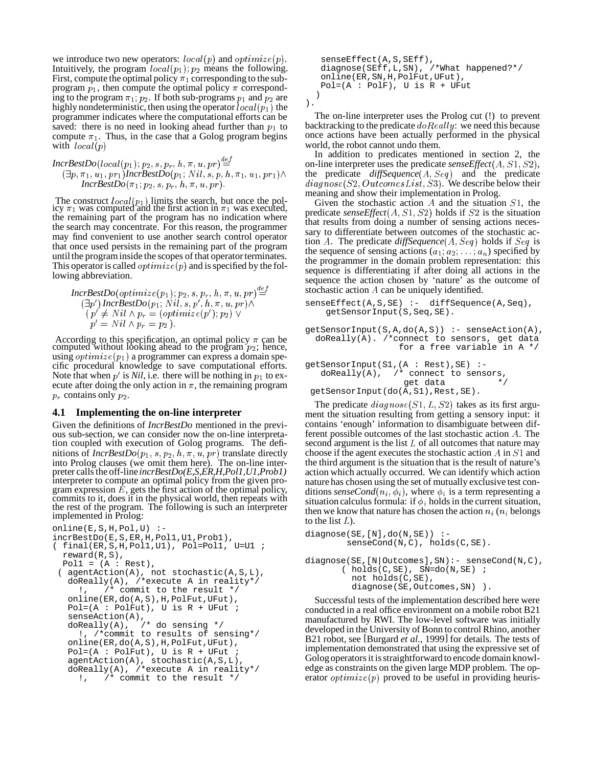we introduce two new operators: $local(p)$ and $optimize(p)$. Intuitively, the program $local(p_1); p_2$ means the following. First, compute the optimal policy $\pi_1$ corresponding to the sub-program $p_1$, then compute the optimal policy $\pi$ corresponding to the program $\pi_1; p_2$. If both sub-programs $p_1$ and $p_2$ are highly nondeterministic, then using the operator $local(p_1)$ the programmer indicates where the computational efforts can be saved: there is no need in looking ahead further than $p_1$ to compute $\pi_1$. Thus, in the case that a Golog program begins with $local(p)$

$$\textit{IncrBestDo}(local(p_1); p_2, s, p_r, h, \pi, u, pr) \stackrel{def}{=} \\ (\exists p, \pi_1, u_1, pr_1)\textit{IncrBestDo}(p_1; Nil, s, p, h, \pi_1, u_1, pr_1) \wedge \\ \textit{IncrBestDo}(\pi_1; p_2, s, p_r, h, \pi, u, pr).$$

The construct $local(p_1)$ limits the search, but once the policy $\pi_1$ was computed and the first action in $\pi_1$ was executed, the remaining part of the program has no indication where the search may concentrate. For this reason, the programmer may find convenient to use another search control operator that once used persists in the remaining part of the program until the program inside the scopes of that operator terminates. This operator is called $optimize(p)$ and is specified by the following abbreviation.

$$\textit{IncrBestDo}(optimize(p_1); p_2, s, p_r, h, \pi, u, pr) \stackrel{def}{=} \\ (\exists p')\, \textit{IncrBestDo}(p_1; Nil, s, p', h, \pi, u, pr) \wedge \\ (\, p' \neq Nil \wedge p_r = (optimize(p'); p_2) \vee \\ p' = Nil \wedge p_r = p_2 \,).$$

According to this specification, an optimal policy $\pi$ can be computed without looking ahead to the program $p_2$; hence, using $optimize(p_1)$ a programmer can express a domain specific procedural knowledge to save computational efforts. Note that when $p'$ is *Nil*, i.e. there will be nothing in $p_1$ to execute after doing the only action in $\pi$, the remaining program $p_r$ contains only $p_2$.

### 4.1 Implementing the on-line interpreter

Given the definitions of *IncrBestDo* mentioned in the previous sub-section, we can consider now the on-line interpretation coupled with execution of Golog programs. The definitions of *IncrBestDo*$(p_1, s, p_2, h, \pi, u, pr)$ translate directly into Prolog clauses (we omit them here). The on-line interpreter calls the off-line *incrBestDo(E,S,ER,H,Pol1,U1,Prob1)* interpreter to compute an optimal policy from the given program expression $E$, gets the first action of the optimal policy, commits to it, does it in the physical world, then repeats with the rest of the program. The following is such an interpreter implemented in Prolog:

```
online(E,S,H,Pol,U) :-
incrBestDo(E,S,ER,H,Pol1,U1,Prob1),
( final(ER,S,H,Pol1,U1), Pol=Pol1, U=U1 ;
  reward(R,S),
  Pol1 = (A : Rest),
 ( agentAction(A), not stochastic(A,S,L),
   doReally(A), /*execute A in reality*/
     !,   /* commit to the result */
   online(ER,do(A,S),H,PolFut,UFut),
   Pol=(A : PolFut), U is R + UFut ;
   senseAction(A),
   doReally(A),   /* do sensing */
     !, /*commit to results of sensing*/
   online(ER,do(A,S),H,PolFut,UFut),
   Pol=(A : PolFut), U is R + UFut ;
   agentAction(A), stochastic(A,S,L),
   doReally(A), /*execute A in reality*/
     !,   /* commit to the result */
   senseEffect(A,S,SEff),
   diagnose(SEff,L,SN), /*What happened?*/
   online(ER,SN,H,PolFut,UFut),
   Pol=(A : PolF), U is R + UFut
  )
).
```

The on-line interpreter uses the Prolog cut (!) to prevent backtracking to the predicate $doReally$: we need this because once actions have been actually performed in the physical world, the robot cannot undo them.

In addition to predicates mentioned in section 2, the on-line interpreter uses the predicate *senseEffect*$(A, S1, S2)$, the predicate *diffSequence*$(A, Seq)$ and the predicate $diagnose(S2, OutcomesList, S3)$. We describe below their meaning and show their implementation in Prolog.

Given the stochastic action $A$ and the situation $S1$, the predicate *senseEffect*$(A, S1, S2)$ holds if $S2$ is the situation that results from doing a number of sensing actions necessary to differentiate between outcomes of the stochastic action $A$. The predicate *diffSequence*$(A, Seq)$ holds if $Seq$ is the sequence of sensing actions $(a_1; a_2; \ldots; a_n)$ specified by the programmer in the domain problem representation: this sequence is differentiating if after doing all actions in the sequence the action chosen by 'nature' as the outcome of stochastic action $A$ can be uniquely identified.

```
senseEffect(A,S,SE) :-  diffSequence(A,Seq),
    getSensorInput(S,Seq,SE).

getSensorInput(S,A,do(A,S)) :- senseAction(A),
  doReally(A). /*connect to sensors, get data
                 for a free variable in A */

getSensorInput(S1,(A : Rest),SE) :-
   doReally(A),  /* connect to sensors,
                    get data          */
 getSensorInput(do(A,S1),Rest,SE).
```

The predicate $diagnose(S1, L, S2)$ takes as its first argument the situation resulting from getting a sensory input: it contains 'enough' information to disambiguate between different possible outcomes of the last stochastic action $A$. The second argument is the list $L$ of all outcomes that nature may choose if the agent executes the stochastic action $A$ in $S1$ and the third argument is the situation that is the result of nature's action which actually occurred. We can identify which action nature has chosen using the set of mutually exclusive test conditions *senseCond*$(n_i, \phi_i)$, where $\phi_i$ is a term representing a situation calculus formula: if $\phi_i$ holds in the current situation, then we know that nature has chosen the action $n_i$ ($n_i$ belongs to the list $L$).

```
diagnose(SE,[N],do(N,SE)) :-
        senseCond(N,C), holds(C,SE).

diagnose(SE,[N|Outcomes],SN):- senseCond(N,C),
       ( holds(C,SE), SN=do(N,SE) ;
         not holds(C,SE),
         diagnose(SE,Outcomes,SN) ).
```

Successful tests of the implementation described here were conducted in a real office environment on a mobile robot B21 manufactured by RWI. The low-level software was initially developed in the University of Bonn to control Rhino, another B21 robot, see [Burgard *et al.*, 1999] for details. The tests of implementation demonstrated that using the expressive set of Golog operators it is straightforward to encode domain knowledge as constraints on the given large MDP problem. The operator $optimize(p)$ proved to be useful in providing heuris-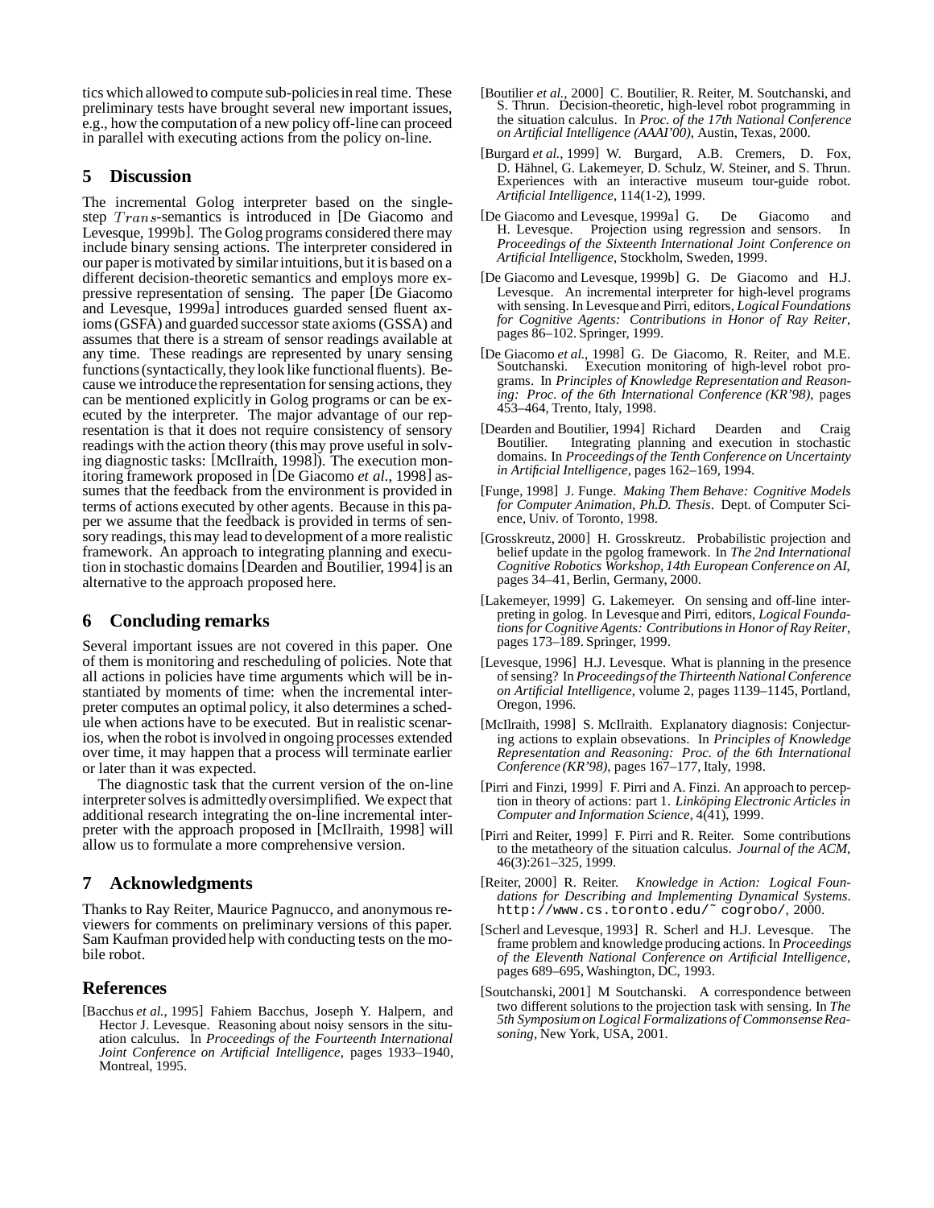tics which allowed to compute sub-policies in real time. These preliminary tests have brought several new important issues, e.g., how the computation of a new policy off-line can proceed in parallel with executing actions from the policy on-line.

## 5 Discussion

The incremental Golog interpreter based on the single-step $Trans$-semantics is introduced in [De Giacomo and Levesque, 1999b]. The Golog programs considered there may include binary sensing actions. The interpreter considered in our paper is motivated by similar intuitions, but it is based on a different decision-theoretic semantics and employs more expressive representation of sensing. The paper [De Giacomo and Levesque, 1999a] introduces guarded sensed fluent axioms (GSFA) and guarded successor state axioms (GSSA) and assumes that there is a stream of sensor readings available at any time. These readings are represented by unary sensing functions (syntactically, they look like functional fluents). Because we introduce the representation for sensing actions, they can be mentioned explicitly in Golog programs or can be executed by the interpreter. The major advantage of our representation is that it does not require consistency of sensory readings with the action theory (this may prove useful in solving diagnostic tasks: [McIlraith, 1998]). The execution monitoring framework proposed in [De Giacomo *et al.*, 1998] assumes that the feedback from the environment is provided in terms of actions executed by other agents. Because in this paper we assume that the feedback is provided in terms of sensory readings, this may lead to development of a more realistic framework. An approach to integrating planning and execution in stochastic domains [Dearden and Boutilier, 1994] is an alternative to the approach proposed here.

## 6 Concluding remarks

Several important issues are not covered in this paper. One of them is monitoring and rescheduling of policies. Note that all actions in policies have time arguments which will be instantiated by moments of time: when the incremental interpreter computes an optimal policy, it also determines a schedule when actions have to be executed. But in realistic scenarios, when the robot is involved in ongoing processes extended over time, it may happen that a process will terminate earlier or later than it was expected.

The diagnostic task that the current version of the on-line interpreter solves is admittedly oversimplified. We expect that additional research integrating the on-line incremental interpreter with the approach proposed in [McIlraith, 1998] will allow us to formulate a more comprehensive version.

## 7 Acknowledgments

Thanks to Ray Reiter, Maurice Pagnucco, and anonymous reviewers for comments on preliminary versions of this paper. Sam Kaufman provided help with conducting tests on the mobile robot.

## References

[Bacchus *et al.*, 1995] Fahiem Bacchus, Joseph Y. Halpern, and Hector J. Levesque. Reasoning about noisy sensors in the situation calculus. In *Proceedings of the Fourteenth International Joint Conference on Artificial Intelligence*, pages 1933–1940, Montreal, 1995.

[Boutilier *et al.*, 2000] C. Boutilier, R. Reiter, M. Soutchanski, and S. Thrun. Decision-theoretic, high-level robot programming in the situation calculus. In *Proc. of the 17th National Conference on Artificial Intelligence (AAAI'00)*, Austin, Texas, 2000.

[Burgard *et al.*, 1999] W. Burgard, A.B. Cremers, D. Fox, D. Hähnel, G. Lakemeyer, D. Schulz, W. Steiner, and S. Thrun. Experiences with an interactive museum tour-guide robot. *Artificial Intelligence*, 114(1-2), 1999.

[De Giacomo and Levesque, 1999a] G. De Giacomo and H. Levesque. Projection using regression and sensors. In *Proceedings of the Sixteenth International Joint Conference on Artificial Intelligence*, Stockholm, Sweden, 1999.

[De Giacomo and Levesque, 1999b] G. De Giacomo and H.J. Levesque. An incremental interpreter for high-level programs with sensing. In Levesque and Pirri, editors, *Logical Foundations for Cognitive Agents: Contributions in Honor of Ray Reiter*, pages 86–102. Springer, 1999.

[De Giacomo *et al.*, 1998] G. De Giacomo, R. Reiter, and M.E. Soutchanski. Execution monitoring of high-level robot programs. In *Principles of Knowledge Representation and Reasoning: Proc. of the 6th International Conference (KR'98)*, pages 453–464, Trento, Italy, 1998.

[Dearden and Boutilier, 1994] Richard Dearden and Craig Boutilier. Integrating planning and execution in stochastic domains. In *Proceedings of the Tenth Conference on Uncertainty in Artificial Intelligence*, pages 162–169, 1994.

[Funge, 1998] J. Funge. *Making Them Behave: Cognitive Models for Computer Animation, Ph.D. Thesis*. Dept. of Computer Science, Univ. of Toronto, 1998.

[Grosskreutz, 2000] H. Grosskreutz. Probabilistic projection and belief update in the pgolog framework. In *The 2nd International Cognitive Robotics Workshop, 14th European Conference on AI*, pages 34–41, Berlin, Germany, 2000.

[Lakemeyer, 1999] G. Lakemeyer. On sensing and off-line interpreting in golog. In Levesque and Pirri, editors, *Logical Foundations for Cognitive Agents: Contributions in Honor of Ray Reiter*, pages 173–189. Springer, 1999.

[Levesque, 1996] H.J. Levesque. What is planning in the presence of sensing? In *Proceedings of the Thirteenth National Conference on Artificial Intelligence*, volume 2, pages 1139–1145, Portland, Oregon, 1996.

[McIlraith, 1998] S. McIlraith. Explanatory diagnosis: Conjecturing actions to explain obsevations. In *Principles of Knowledge Representation and Reasoning: Proc. of the 6th International Conference (KR'98)*, pages 167–177, Italy, 1998.

[Pirri and Finzi, 1999] F. Pirri and A. Finzi. An approach to perception in theory of actions: part 1. *Linköping Electronic Articles in Computer and Information Science*, 4(41), 1999.

[Pirri and Reiter, 1999] F. Pirri and R. Reiter. Some contributions to the metatheory of the situation calculus. *Journal of the ACM*, 46(3):261–325, 1999.

[Reiter, 2000] R. Reiter. *Knowledge in Action: Logical Foundations for Describing and Implementing Dynamical Systems*. http://www.cs.toronto.edu/~cogrobo/, 2000.

[Scherl and Levesque, 1993] R. Scherl and H.J. Levesque. The frame problem and knowledge producing actions. In *Proceedings of the Eleventh National Conference on Artificial Intelligence*, pages 689–695, Washington, DC, 1993.

[Soutchanski, 2001] M Soutchanski. A correspondence between two different solutions to the projection task with sensing. In *The 5th Symposium on Logical Formalizations of Commonsense Reasoning*, New York, USA, 2001.